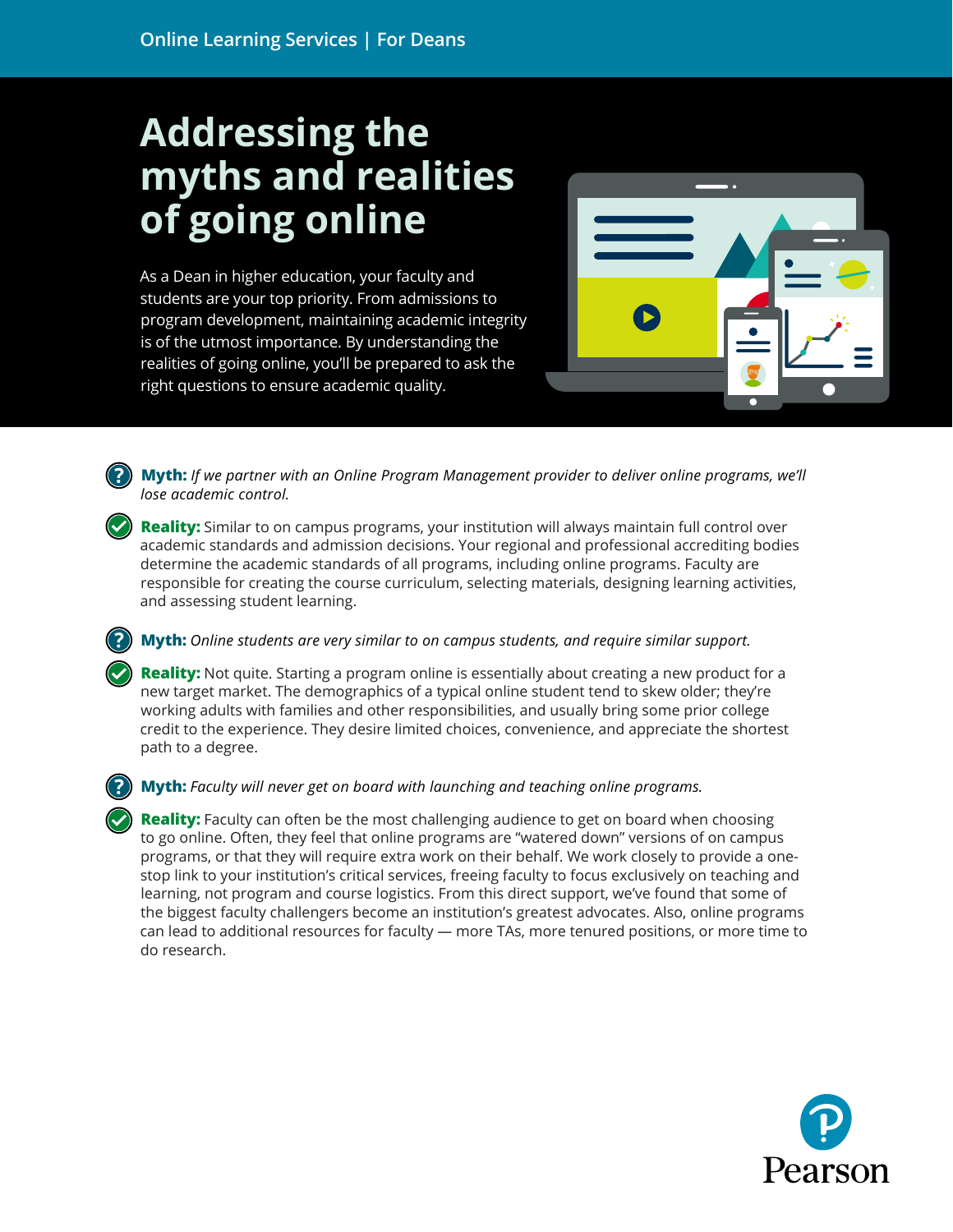Online Learning Services | For Deans

# Addressing the myths and realities of going online

As a Dean in higher education, your faculty and students are your top priority. From admissions to program development, maintaining academic integrity is of the utmost importance. By understanding the realities of going online, you'll be prepared to ask the right questions to ensure academic quality.

**Myth:** *If we partner with an Online Program Management provider to deliver online programs, we'll lose academic control.*

**Reality:** Similar to on campus programs, your institution will always maintain full control over academic standards and admission decisions. Your regional and professional accrediting bodies determine the academic standards of all programs, including online programs. Faculty are responsible for creating the course curriculum, selecting materials, designing learning activities, and assessing student learning.

**Myth:** *Online students are very similar to on campus students, and require similar support.*

**Reality:** Not quite. Starting a program online is essentially about creating a new product for a new target market. The demographics of a typical online student tend to skew older; they're working adults with families and other responsibilities, and usually bring some prior college credit to the experience. They desire limited choices, convenience, and appreciate the shortest path to a degree.

**Myth:** *Faculty will never get on board with launching and teaching online programs.*

**Reality:** Faculty can often be the most challenging audience to get on board when choosing to go online. Often, they feel that online programs are "watered down" versions of on campus programs, or that they will require extra work on their behalf. We work closely to provide a one-stop link to your institution's critical services, freeing faculty to focus exclusively on teaching and learning, not program and course logistics. From this direct support, we've found that some of the biggest faculty challengers become an institution's greatest advocates. Also, online programs can lead to additional resources for faculty — more TAs, more tenured positions, or more time to do research.

Pearson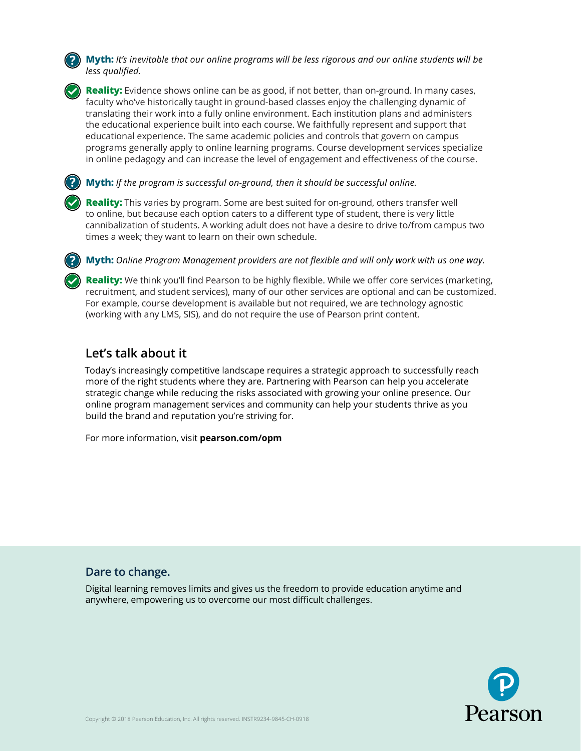**Myth:** *It's inevitable that our online programs will be less rigorous and our online students will be less qualified.*

**Reality:** Evidence shows online can be as good, if not better, than on-ground. In many cases, faculty who've historically taught in ground-based classes enjoy the challenging dynamic of translating their work into a fully online environment. Each institution plans and administers the educational experience built into each course. We faithfully represent and support that educational experience. The same academic policies and controls that govern on campus programs generally apply to online learning programs. Course development services specialize in online pedagogy and can increase the level of engagement and effectiveness of the course.

**Myth:** *If the program is successful on-ground, then it should be successful online.*

**Reality:** This varies by program. Some are best suited for on-ground, others transfer well to online, but because each option caters to a different type of student, there is very little cannibalization of students. A working adult does not have a desire to drive to/from campus two times a week; they want to learn on their own schedule.

**Myth:** *Online Program Management providers are not flexible and will only work with us one way.*

**Reality:** We think you'll find Pearson to be highly flexible. While we offer core services (marketing, recruitment, and student services), many of our other services are optional and can be customized. For example, course development is available but not required, we are technology agnostic (working with any LMS, SIS), and do not require the use of Pearson print content.

## Let's talk about it

Today's increasingly competitive landscape requires a strategic approach to successfully reach more of the right students where they are. Partnering with Pearson can help you accelerate strategic change while reducing the risks associated with growing your online presence. Our online program management services and community can help your students thrive as you build the brand and reputation you're striving for.

For more information, visit **pearson.com/opm**

### Dare to change.

Digital learning removes limits and gives us the freedom to provide education anytime and anywhere, empowering us to overcome our most difficult challenges.

Copyright © 2018 Pearson Education, Inc. All rights reserved. INSTR9234-9845-CH-0918

Pearson